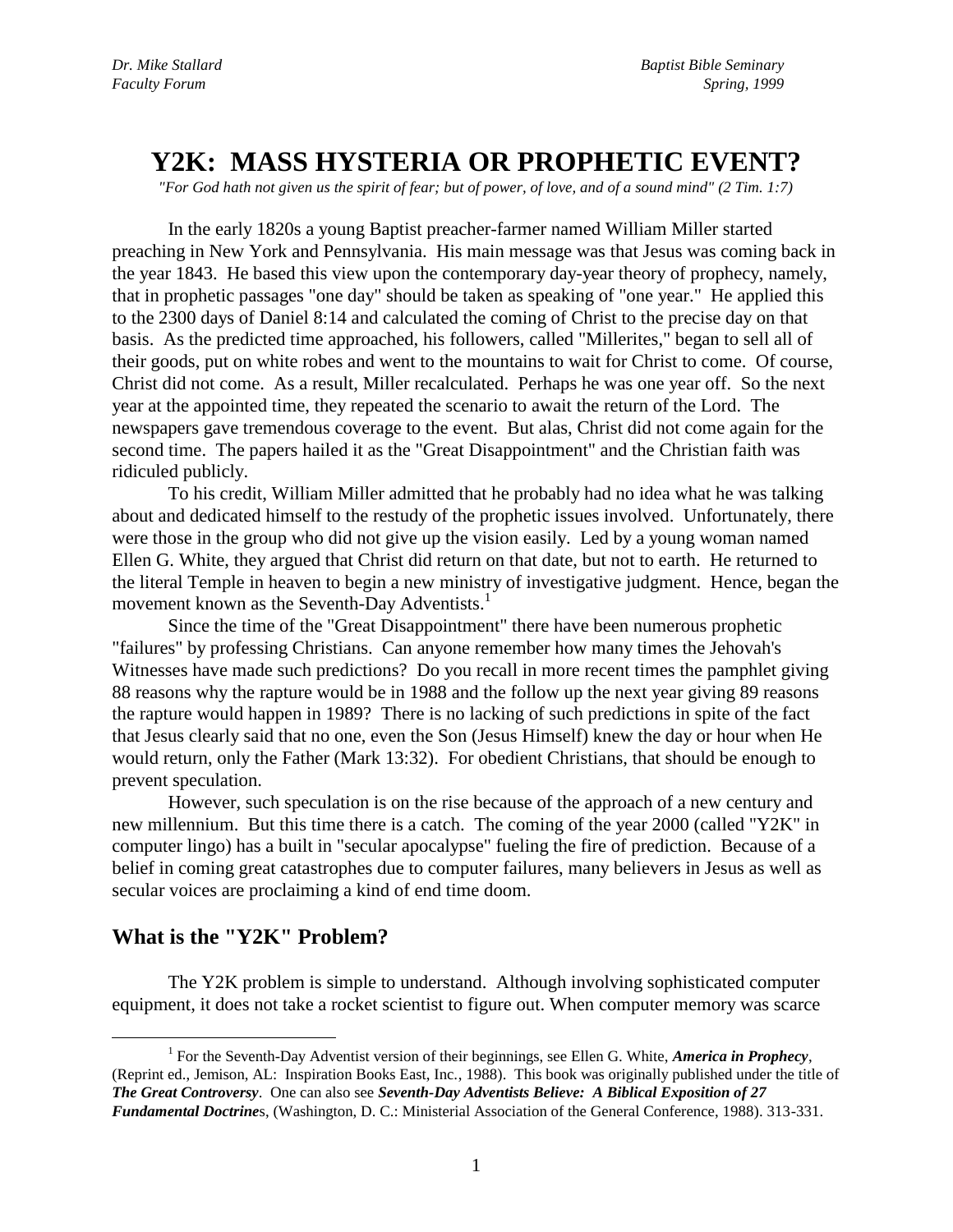Dr. Mike Stallard
Faculty Forum

Baptist Bible Seminary
Spring, 1999

# Y2K: MASS HYSTERIA OR PROPHETIC EVENT?

*"For God hath not given us the spirit of fear; but of power, of love, and of a sound mind" (2 Tim. 1:7)*

In the early 1820s a young Baptist preacher-farmer named William Miller started preaching in New York and Pennsylvania. His main message was that Jesus was coming back in the year 1843. He based this view upon the contemporary day-year theory of prophecy, namely, that in prophetic passages "one day" should be taken as speaking of "one year." He applied this to the 2300 days of Daniel 8:14 and calculated the coming of Christ to the precise day on that basis. As the predicted time approached, his followers, called "Millerites," began to sell all of their goods, put on white robes and went to the mountains to wait for Christ to come. Of course, Christ did not come. As a result, Miller recalculated. Perhaps he was one year off. So the next year at the appointed time, they repeated the scenario to await the return of the Lord. The newspapers gave tremendous coverage to the event. But alas, Christ did not come again for the second time. The papers hailed it as the "Great Disappointment" and the Christian faith was ridiculed publicly.

To his credit, William Miller admitted that he probably had no idea what he was talking about and dedicated himself to the restudy of the prophetic issues involved. Unfortunately, there were those in the group who did not give up the vision easily. Led by a young woman named Ellen G. White, they argued that Christ did return on that date, but not to earth. He returned to the literal Temple in heaven to begin a new ministry of investigative judgment. Hence, began the movement known as the Seventh-Day Adventists.[1]

Since the time of the "Great Disappointment" there have been numerous prophetic "failures" by professing Christians. Can anyone remember how many times the Jehovah's Witnesses have made such predictions? Do you recall in more recent times the pamphlet giving 88 reasons why the rapture would be in 1988 and the follow up the next year giving 89 reasons the rapture would happen in 1989? There is no lacking of such predictions in spite of the fact that Jesus clearly said that no one, even the Son (Jesus Himself) knew the day or hour when He would return, only the Father (Mark 13:32). For obedient Christians, that should be enough to prevent speculation.

However, such speculation is on the rise because of the approach of a new century and new millennium. But this time there is a catch. The coming of the year 2000 (called "Y2K" in computer lingo) has a built in "secular apocalypse" fueling the fire of prediction. Because of a belief in coming great catastrophes due to computer failures, many believers in Jesus as well as secular voices are proclaiming a kind of end time doom.

## What is the "Y2K" Problem?

The Y2K problem is simple to understand. Although involving sophisticated computer equipment, it does not take a rocket scientist to figure out. When computer memory was scarce

---

[1] For the Seventh-Day Adventist version of their beginnings, see Ellen G. White, ***America in Prophecy***, (Reprint ed., Jemison, AL: Inspiration Books East, Inc., 1988). This book was originally published under the title of ***The Great Controversy***. One can also see ***Seventh-Day Adventists Believe: A Biblical Exposition of 27 Fundamental Doctrine***s, (Washington, D. C.: Ministerial Association of the General Conference, 1988). 313-331.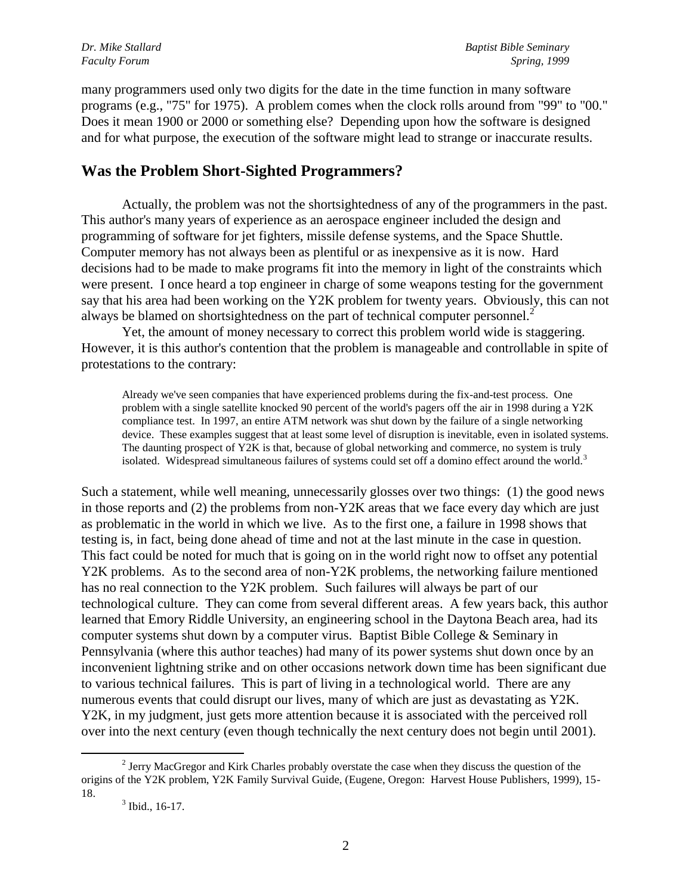many programmers used only two digits for the date in the time function in many software programs (e.g., "75" for 1975). A problem comes when the clock rolls around from "99" to "00." Does it mean 1900 or 2000 or something else? Depending upon how the software is designed and for what purpose, the execution of the software might lead to strange or inaccurate results.

## Was the Problem Short-Sighted Programmers?

Actually, the problem was not the shortsightedness of any of the programmers in the past. This author's many years of experience as an aerospace engineer included the design and programming of software for jet fighters, missile defense systems, and the Space Shuttle. Computer memory has not always been as plentiful or as inexpensive as it is now. Hard decisions had to be made to make programs fit into the memory in light of the constraints which were present. I once heard a top engineer in charge of some weapons testing for the government say that his area had been working on the Y2K problem for twenty years. Obviously, this can not always be blamed on shortsightedness on the part of technical computer personnel.[2]

Yet, the amount of money necessary to correct this problem world wide is staggering. However, it is this author's contention that the problem is manageable and controllable in spite of protestations to the contrary:

> Already we've seen companies that have experienced problems during the fix-and-test process. One problem with a single satellite knocked 90 percent of the world's pagers off the air in 1998 during a Y2K compliance test. In 1997, an entire ATM network was shut down by the failure of a single networking device. These examples suggest that at least some level of disruption is inevitable, even in isolated systems. The daunting prospect of Y2K is that, because of global networking and commerce, no system is truly isolated. Widespread simultaneous failures of systems could set off a domino effect around the world.[3]

Such a statement, while well meaning, unnecessarily glosses over two things: (1) the good news in those reports and (2) the problems from non-Y2K areas that we face every day which are just as problematic in the world in which we live. As to the first one, a failure in 1998 shows that testing is, in fact, being done ahead of time and not at the last minute in the case in question. This fact could be noted for much that is going on in the world right now to offset any potential Y2K problems. As to the second area of non-Y2K problems, the networking failure mentioned has no real connection to the Y2K problem. Such failures will always be part of our technological culture. They can come from several different areas. A few years back, this author learned that Emory Riddle University, an engineering school in the Daytona Beach area, had its computer systems shut down by a computer virus. Baptist Bible College & Seminary in Pennsylvania (where this author teaches) had many of its power systems shut down once by an inconvenient lightning strike and on other occasions network down time has been significant due to various technical failures. This is part of living in a technological world. There are any numerous events that could disrupt our lives, many of which are just as devastating as Y2K. Y2K, in my judgment, just gets more attention because it is associated with the perceived roll over into the next century (even though technically the next century does not begin until 2001).

---

[2] Jerry MacGregor and Kirk Charles probably overstate the case when they discuss the question of the origins of the Y2K problem, Y2K Family Survival Guide, (Eugene, Oregon: Harvest House Publishers, 1999), 15-18.

[3] Ibid., 16-17.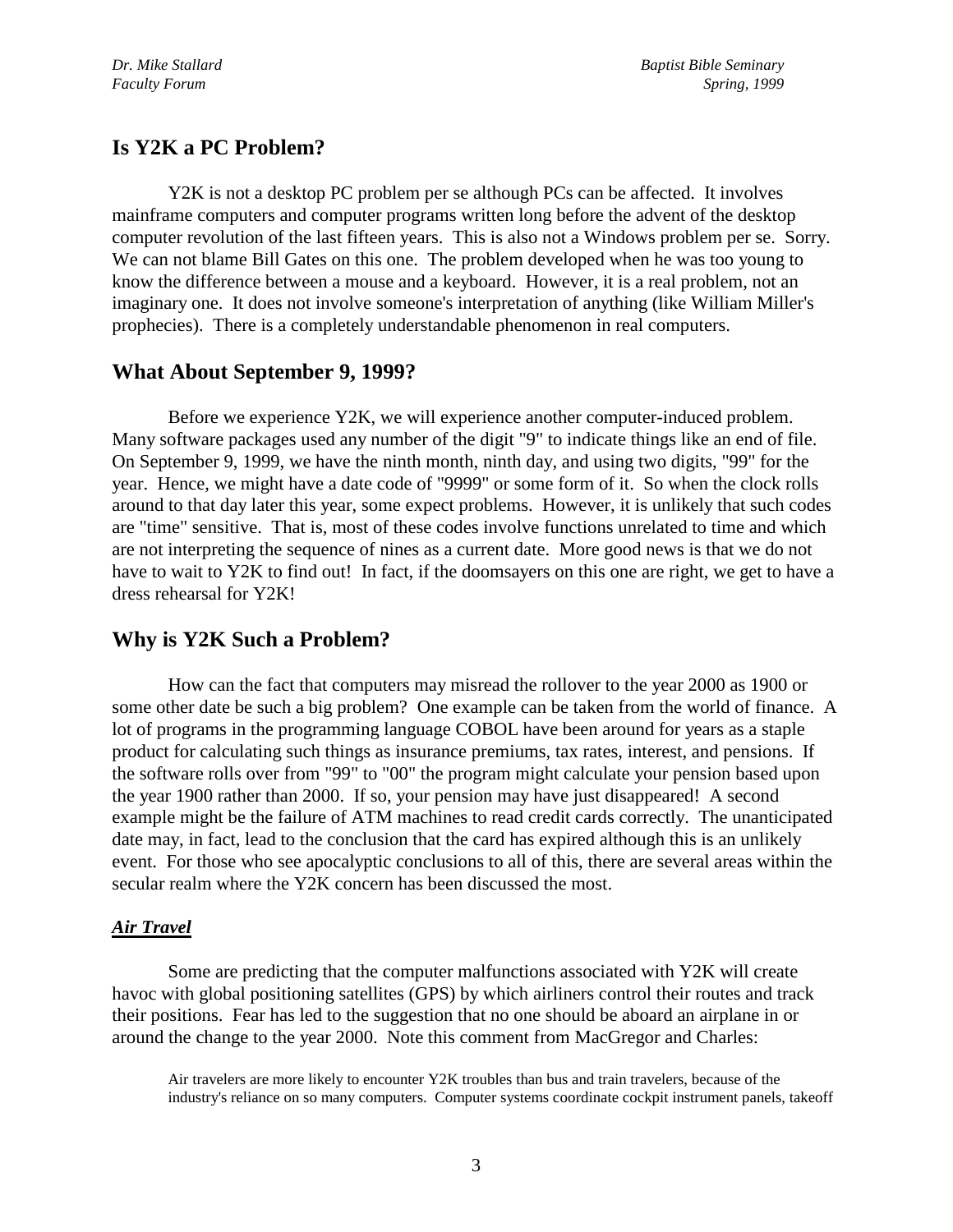## Is Y2K a PC Problem?

Y2K is not a desktop PC problem per se although PCs can be affected. It involves mainframe computers and computer programs written long before the advent of the desktop computer revolution of the last fifteen years. This is also not a Windows problem per se. Sorry. We can not blame Bill Gates on this one. The problem developed when he was too young to know the difference between a mouse and a keyboard. However, it is a real problem, not an imaginary one. It does not involve someone's interpretation of anything (like William Miller's prophecies). There is a completely understandable phenomenon in real computers.

## What About September 9, 1999?

Before we experience Y2K, we will experience another computer-induced problem. Many software packages used any number of the digit "9" to indicate things like an end of file. On September 9, 1999, we have the ninth month, ninth day, and using two digits, "99" for the year. Hence, we might have a date code of "9999" or some form of it. So when the clock rolls around to that day later this year, some expect problems. However, it is unlikely that such codes are "time" sensitive. That is, most of these codes involve functions unrelated to time and which are not interpreting the sequence of nines as a current date. More good news is that we do not have to wait to Y2K to find out! In fact, if the doomsayers on this one are right, we get to have a dress rehearsal for Y2K!

## Why is Y2K Such a Problem?

How can the fact that computers may misread the rollover to the year 2000 as 1900 or some other date be such a big problem? One example can be taken from the world of finance. A lot of programs in the programming language COBOL have been around for years as a staple product for calculating such things as insurance premiums, tax rates, interest, and pensions. If the software rolls over from "99" to "00" the program might calculate your pension based upon the year 1900 rather than 2000. If so, your pension may have just disappeared! A second example might be the failure of ATM machines to read credit cards correctly. The unanticipated date may, in fact, lead to the conclusion that the card has expired although this is an unlikely event. For those who see apocalyptic conclusions to all of this, there are several areas within the secular realm where the Y2K concern has been discussed the most.

### ***Air Travel***

Some are predicting that the computer malfunctions associated with Y2K will create havoc with global positioning satellites (GPS) by which airliners control their routes and track their positions. Fear has led to the suggestion that no one should be aboard an airplane in or around the change to the year 2000. Note this comment from MacGregor and Charles:

> Air travelers are more likely to encounter Y2K troubles than bus and train travelers, because of the industry's reliance on so many computers. Computer systems coordinate cockpit instrument panels, takeoff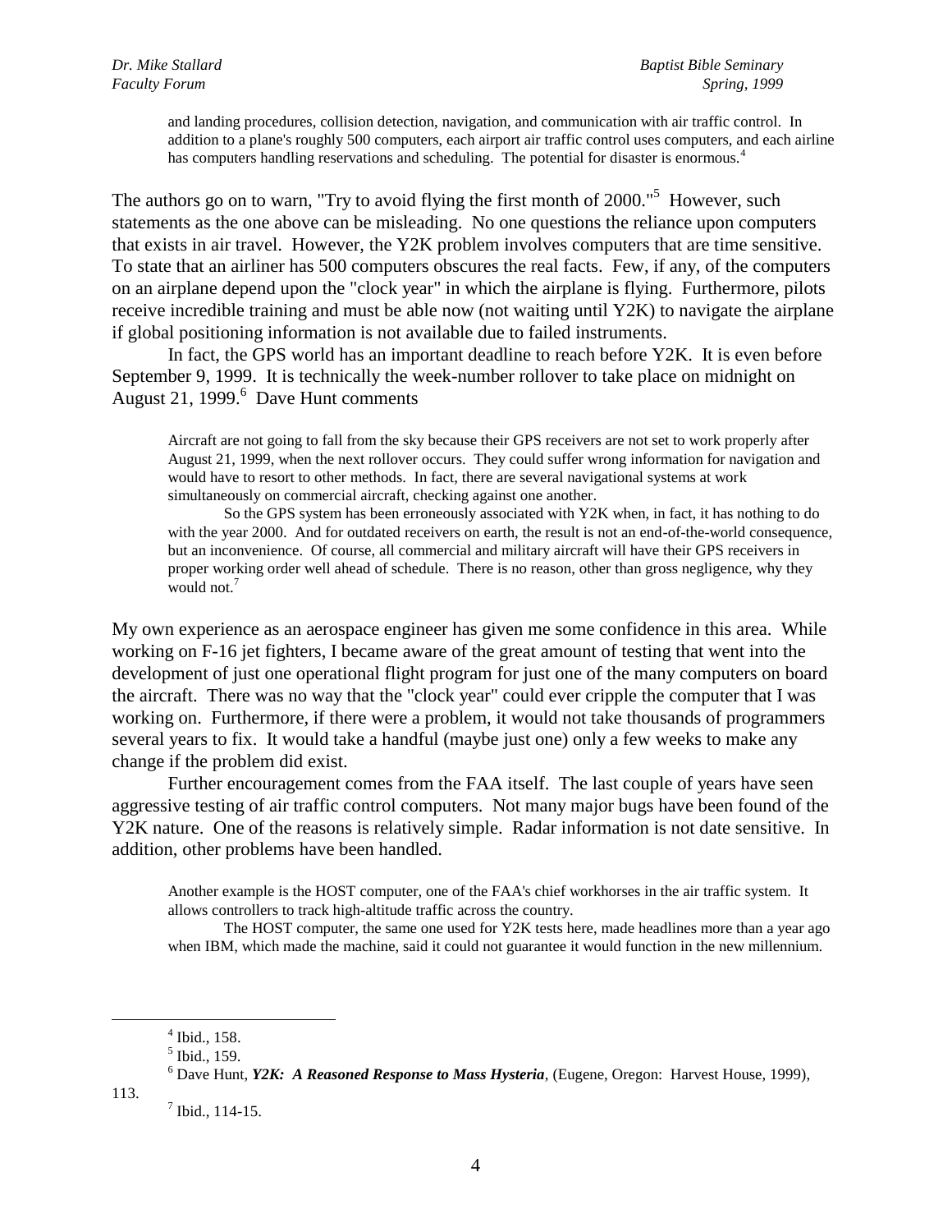> and landing procedures, collision detection, navigation, and communication with air traffic control. In addition to a plane's roughly 500 computers, each airport air traffic control uses computers, and each airline has computers handling reservations and scheduling. The potential for disaster is enormous.[4]

The authors go on to warn, "Try to avoid flying the first month of 2000."[5] However, such statements as the one above can be misleading. No one questions the reliance upon computers that exists in air travel. However, the Y2K problem involves computers that are time sensitive. To state that an airliner has 500 computers obscures the real facts. Few, if any, of the computers on an airplane depend upon the "clock year" in which the airplane is flying. Furthermore, pilots receive incredible training and must be able now (not waiting until Y2K) to navigate the airplane if global positioning information is not available due to failed instruments.

In fact, the GPS world has an important deadline to reach before Y2K. It is even before September 9, 1999. It is technically the week-number rollover to take place on midnight on August 21, 1999.[6] Dave Hunt comments

> Aircraft are not going to fall from the sky because their GPS receivers are not set to work properly after August 21, 1999, when the next rollover occurs. They could suffer wrong information for navigation and would have to resort to other methods. In fact, there are several navigational systems at work simultaneously on commercial aircraft, checking against one another.
>
> So the GPS system has been erroneously associated with Y2K when, in fact, it has nothing to do with the year 2000. And for outdated receivers on earth, the result is not an end-of-the-world consequence, but an inconvenience. Of course, all commercial and military aircraft will have their GPS receivers in proper working order well ahead of schedule. There is no reason, other than gross negligence, why they would not.[7]

My own experience as an aerospace engineer has given me some confidence in this area. While working on F-16 jet fighters, I became aware of the great amount of testing that went into the development of just one operational flight program for just one of the many computers on board the aircraft. There was no way that the "clock year" could ever cripple the computer that I was working on. Furthermore, if there were a problem, it would not take thousands of programmers several years to fix. It would take a handful (maybe just one) only a few weeks to make any change if the problem did exist.

Further encouragement comes from the FAA itself. The last couple of years have seen aggressive testing of air traffic control computers. Not many major bugs have been found of the Y2K nature. One of the reasons is relatively simple. Radar information is not date sensitive. In addition, other problems have been handled.

> Another example is the HOST computer, one of the FAA's chief workhorses in the air traffic system. It allows controllers to track high-altitude traffic across the country.
>
> The HOST computer, the same one used for Y2K tests here, made headlines more than a year ago when IBM, which made the machine, said it could not guarantee it would function in the new millennium.

---

[4] Ibid., 158.

[5] Ibid., 159.

[6] Dave Hunt, ***Y2K: A Reasoned Response to Mass Hysteria***, (Eugene, Oregon: Harvest House, 1999), 113.

[7] Ibid., 114-15.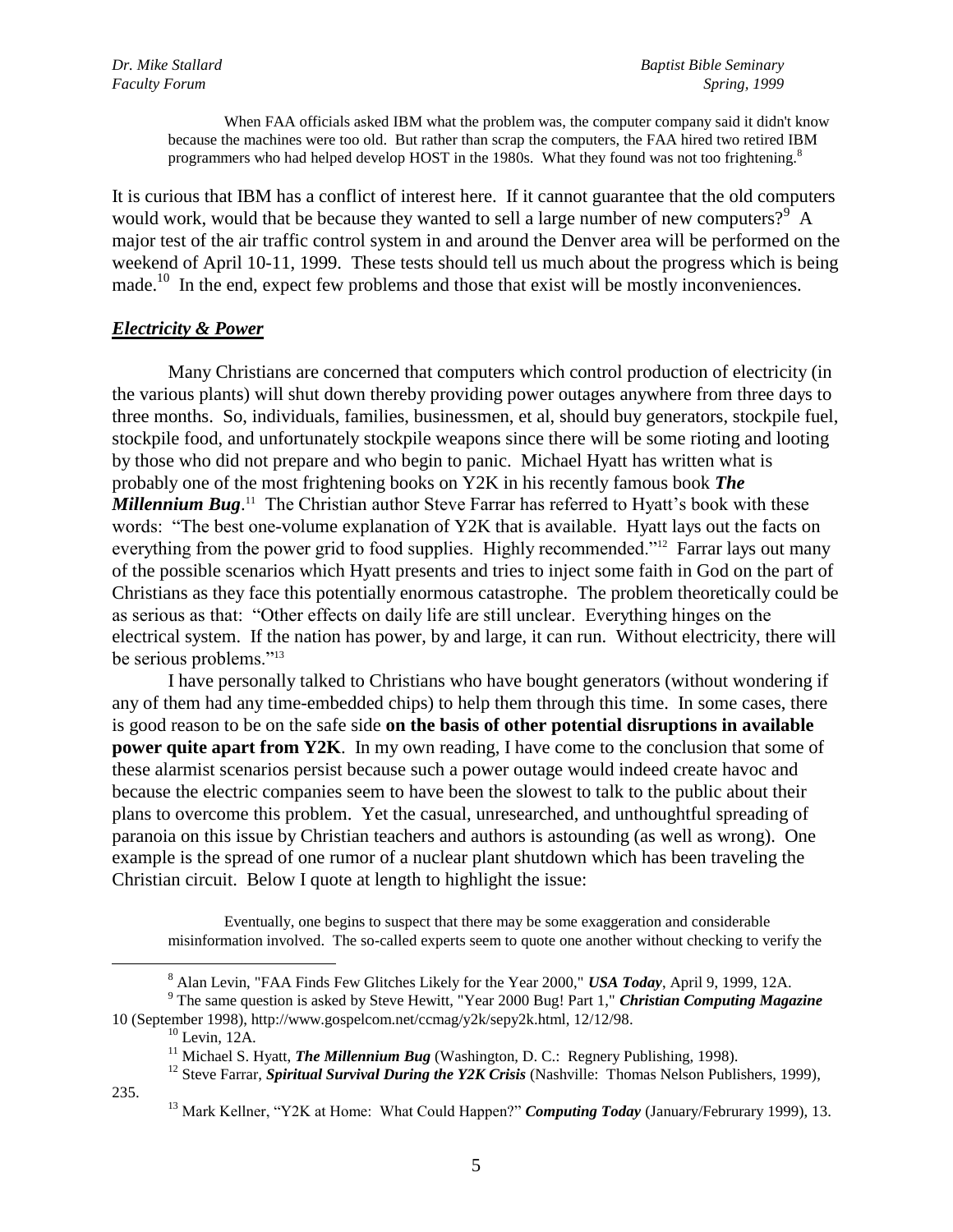> When FAA officials asked IBM what the problem was, the computer company said it didn't know because the machines were too old. But rather than scrap the computers, the FAA hired two retired IBM programmers who had helped develop HOST in the 1980s. What they found was not too frightening.[8]

It is curious that IBM has a conflict of interest here. If it cannot guarantee that the old computers would work, would that be because they wanted to sell a large number of new computers?[9] A major test of the air traffic control system in and around the Denver area will be performed on the weekend of April 10-11, 1999. These tests should tell us much about the progress which is being made.[10] In the end, expect few problems and those that exist will be mostly inconveniences.

## ***Electricity & Power***

Many Christians are concerned that computers which control production of electricity (in the various plants) will shut down thereby providing power outages anywhere from three days to three months. So, individuals, families, businessmen, et al, should buy generators, stockpile fuel, stockpile food, and unfortunately stockpile weapons since there will be some rioting and looting by those who did not prepare and who begin to panic. Michael Hyatt has written what is probably one of the most frightening books on Y2K in his recently famous book ***The Millennium Bug***.[11] The Christian author Steve Farrar has referred to Hyatt's book with these words: "The best one-volume explanation of Y2K that is available. Hyatt lays out the facts on everything from the power grid to food supplies. Highly recommended."[12] Farrar lays out many of the possible scenarios which Hyatt presents and tries to inject some faith in God on the part of Christians as they face this potentially enormous catastrophe. The problem theoretically could be as serious as that: "Other effects on daily life are still unclear. Everything hinges on the electrical system. If the nation has power, by and large, it can run. Without electricity, there will be serious problems."[13]

I have personally talked to Christians who have bought generators (without wondering if any of them had any time-embedded chips) to help them through this time. In some cases, there is good reason to be on the safe side **on the basis of other potential disruptions in available power quite apart from Y2K**. In my own reading, I have come to the conclusion that some of these alarmist scenarios persist because such a power outage would indeed create havoc and because the electric companies seem to have been the slowest to talk to the public about their plans to overcome this problem. Yet the casual, unresearched, and unthoughtful spreading of paranoia on this issue by Christian teachers and authors is astounding (as well as wrong). One example is the spread of one rumor of a nuclear plant shutdown which has been traveling the Christian circuit. Below I quote at length to highlight the issue:

> Eventually, one begins to suspect that there may be some exaggeration and considerable misinformation involved. The so-called experts seem to quote one another without checking to verify the

---

[8] Alan Levin, "FAA Finds Few Glitches Likely for the Year 2000," ***USA Today***, April 9, 1999, 12A.

[9] The same question is asked by Steve Hewitt, "Year 2000 Bug! Part 1," ***Christian Computing Magazine*** 10 (September 1998), http://www.gospelcom.net/ccmag/y2k/sepy2k.html, 12/12/98.

[10] Levin, 12A.

[11] Michael S. Hyatt, ***The Millennium Bug*** (Washington, D. C.: Regnery Publishing, 1998).

[12] Steve Farrar, ***Spiritual Survival During the Y2K Crisis*** (Nashville: Thomas Nelson Publishers, 1999), 235.

[13] Mark Kellner, "Y2K at Home: What Could Happen?" ***Computing Today*** (January/Februrary 1999), 13.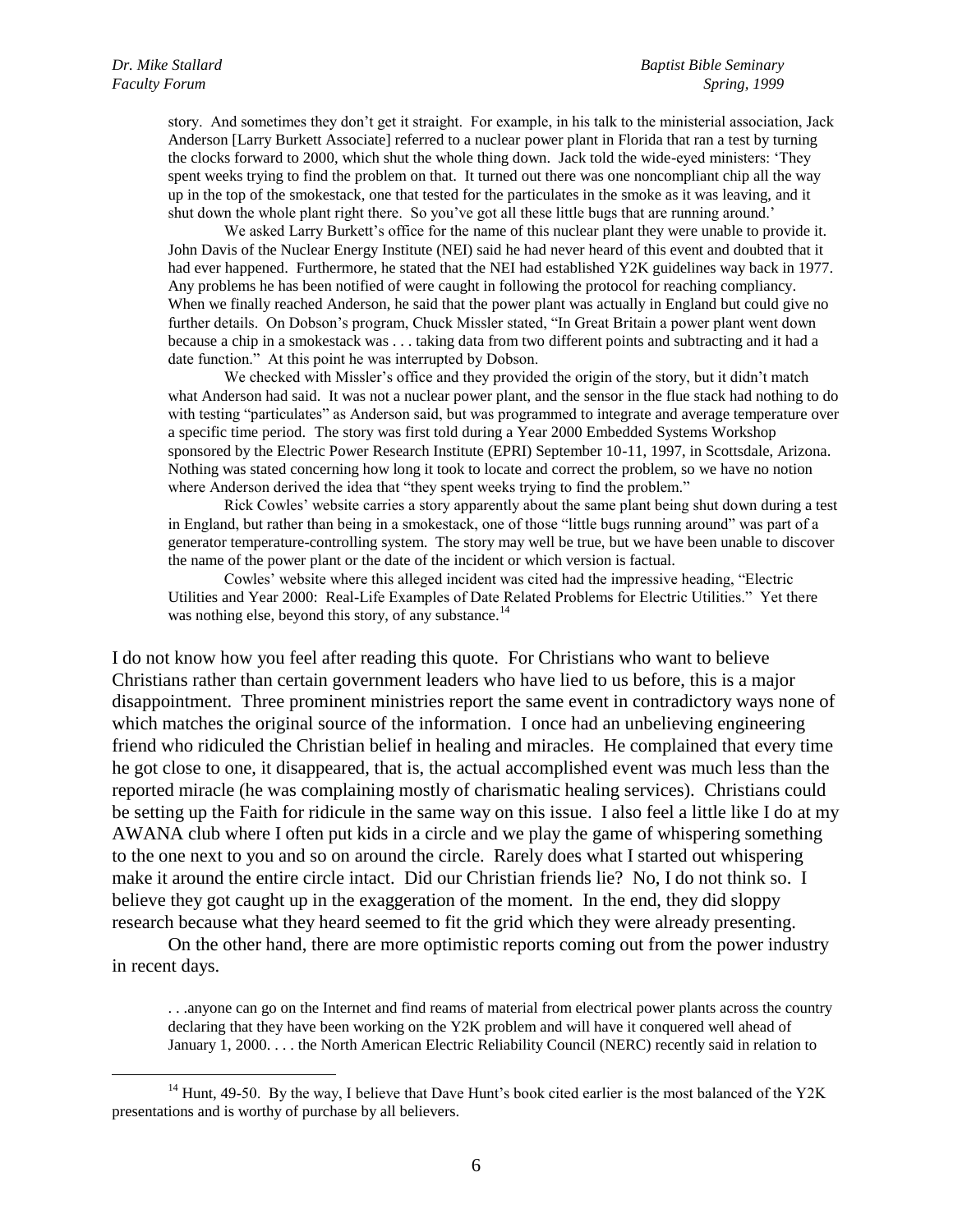> story. And sometimes they don't get it straight. For example, in his talk to the ministerial association, Jack Anderson [Larry Burkett Associate] referred to a nuclear power plant in Florida that ran a test by turning the clocks forward to 2000, which shut the whole thing down. Jack told the wide-eyed ministers: 'They spent weeks trying to find the problem on that. It turned out there was one noncompliant chip all the way up in the top of the smokestack, one that tested for the particulates in the smoke as it was leaving, and it shut down the whole plant right there. So you've got all these little bugs that are running around.'
>
> We asked Larry Burkett's office for the name of this nuclear plant they were unable to provide it. John Davis of the Nuclear Energy Institute (NEI) said he had never heard of this event and doubted that it had ever happened. Furthermore, he stated that the NEI had established Y2K guidelines way back in 1977. Any problems he has been notified of were caught in following the protocol for reaching compliancy. When we finally reached Anderson, he said that the power plant was actually in England but could give no further details. On Dobson's program, Chuck Missler stated, "In Great Britain a power plant went down because a chip in a smokestack was . . . taking data from two different points and subtracting and it had a date function." At this point he was interrupted by Dobson.
>
> We checked with Missler's office and they provided the origin of the story, but it didn't match what Anderson had said. It was not a nuclear power plant, and the sensor in the flue stack had nothing to do with testing "particulates" as Anderson said, but was programmed to integrate and average temperature over a specific time period. The story was first told during a Year 2000 Embedded Systems Workshop sponsored by the Electric Power Research Institute (EPRI) September 10-11, 1997, in Scottsdale, Arizona. Nothing was stated concerning how long it took to locate and correct the problem, so we have no notion where Anderson derived the idea that "they spent weeks trying to find the problem."
>
> Rick Cowles' website carries a story apparently about the same plant being shut down during a test in England, but rather than being in a smokestack, one of those "little bugs running around" was part of a generator temperature-controlling system. The story may well be true, but we have been unable to discover the name of the power plant or the date of the incident or which version is factual.
>
> Cowles' website where this alleged incident was cited had the impressive heading, "Electric Utilities and Year 2000: Real-Life Examples of Date Related Problems for Electric Utilities." Yet there was nothing else, beyond this story, of any substance.[14]

I do not know how you feel after reading this quote. For Christians who want to believe Christians rather than certain government leaders who have lied to us before, this is a major disappointment. Three prominent ministries report the same event in contradictory ways none of which matches the original source of the information. I once had an unbelieving engineering friend who ridiculed the Christian belief in healing and miracles. He complained that every time he got close to one, it disappeared, that is, the actual accomplished event was much less than the reported miracle (he was complaining mostly of charismatic healing services). Christians could be setting up the Faith for ridicule in the same way on this issue. I also feel a little like I do at my AWANA club where I often put kids in a circle and we play the game of whispering something to the one next to you and so on around the circle. Rarely does what I started out whispering make it around the entire circle intact. Did our Christian friends lie? No, I do not think so. I believe they got caught up in the exaggeration of the moment. In the end, they did sloppy research because what they heard seemed to fit the grid which they were already presenting.

On the other hand, there are more optimistic reports coming out from the power industry in recent days.

> . . .anyone can go on the Internet and find reams of material from electrical power plants across the country declaring that they have been working on the Y2K problem and will have it conquered well ahead of January 1, 2000. . . . the North American Electric Reliability Council (NERC) recently said in relation to

---

[14] Hunt, 49-50. By the way, I believe that Dave Hunt's book cited earlier is the most balanced of the Y2K presentations and is worthy of purchase by all believers.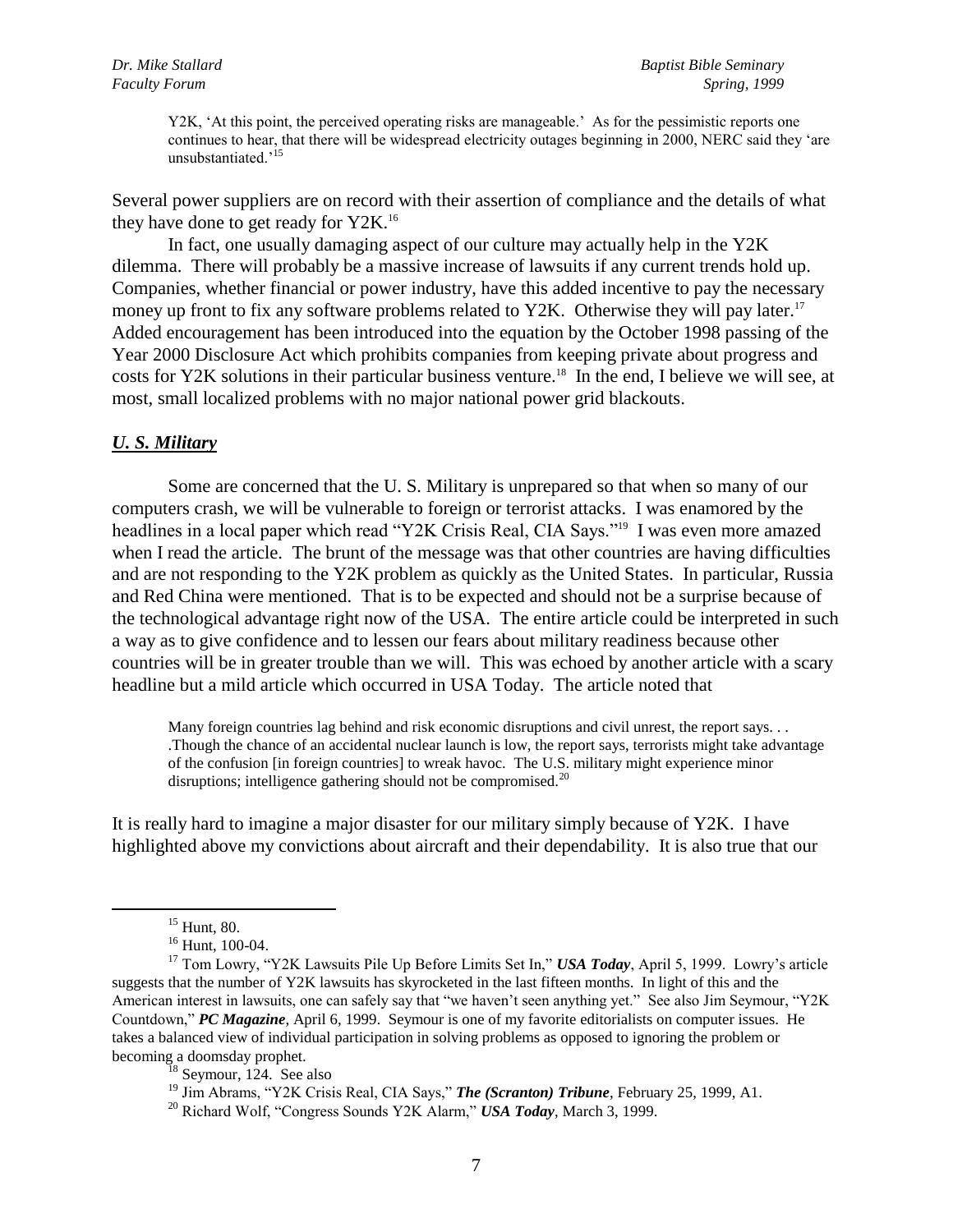> Y2K, 'At this point, the perceived operating risks are manageable.' As for the pessimistic reports one continues to hear, that there will be widespread electricity outages beginning in 2000, NERC said they 'are unsubstantiated.'[15]

Several power suppliers are on record with their assertion of compliance and the details of what they have done to get ready for Y2K.[16]

In fact, one usually damaging aspect of our culture may actually help in the Y2K dilemma. There will probably be a massive increase of lawsuits if any current trends hold up. Companies, whether financial or power industry, have this added incentive to pay the necessary money up front to fix any software problems related to Y2K. Otherwise they will pay later.[17] Added encouragement has been introduced into the equation by the October 1998 passing of the Year 2000 Disclosure Act which prohibits companies from keeping private about progress and costs for Y2K solutions in their particular business venture.[18] In the end, I believe we will see, at most, small localized problems with no major national power grid blackouts.

## ***U. S. Military***

Some are concerned that the U. S. Military is unprepared so that when so many of our computers crash, we will be vulnerable to foreign or terrorist attacks. I was enamored by the headlines in a local paper which read "Y2K Crisis Real, CIA Says."[19] I was even more amazed when I read the article. The brunt of the message was that other countries are having difficulties and are not responding to the Y2K problem as quickly as the United States. In particular, Russia and Red China were mentioned. That is to be expected and should not be a surprise because of the technological advantage right now of the USA. The entire article could be interpreted in such a way as to give confidence and to lessen our fears about military readiness because other countries will be in greater trouble than we will. This was echoed by another article with a scary headline but a mild article which occurred in USA Today. The article noted that

> Many foreign countries lag behind and risk economic disruptions and civil unrest, the report says. . . .Though the chance of an accidental nuclear launch is low, the report says, terrorists might take advantage of the confusion [in foreign countries] to wreak havoc. The U.S. military might experience minor disruptions; intelligence gathering should not be compromised.[20]

It is really hard to imagine a major disaster for our military simply because of Y2K. I have highlighted above my convictions about aircraft and their dependability. It is also true that our

---

[15] Hunt, 80.

[16] Hunt, 100-04.

[17] Tom Lowry, "Y2K Lawsuits Pile Up Before Limits Set In," ***USA Today***, April 5, 1999. Lowry's article suggests that the number of Y2K lawsuits has skyrocketed in the last fifteen months. In light of this and the American interest in lawsuits, one can safely say that "we haven't seen anything yet." See also Jim Seymour, "Y2K Countdown," ***PC Magazine***, April 6, 1999. Seymour is one of my favorite editorialists on computer issues. He takes a balanced view of individual participation in solving problems as opposed to ignoring the problem or becoming a doomsday prophet.

[18] Seymour, 124. See also

[19] Jim Abrams, "Y2K Crisis Real, CIA Says," ***The (Scranton) Tribune***, February 25, 1999, A1.

[20] Richard Wolf, "Congress Sounds Y2K Alarm," ***USA Today***, March 3, 1999.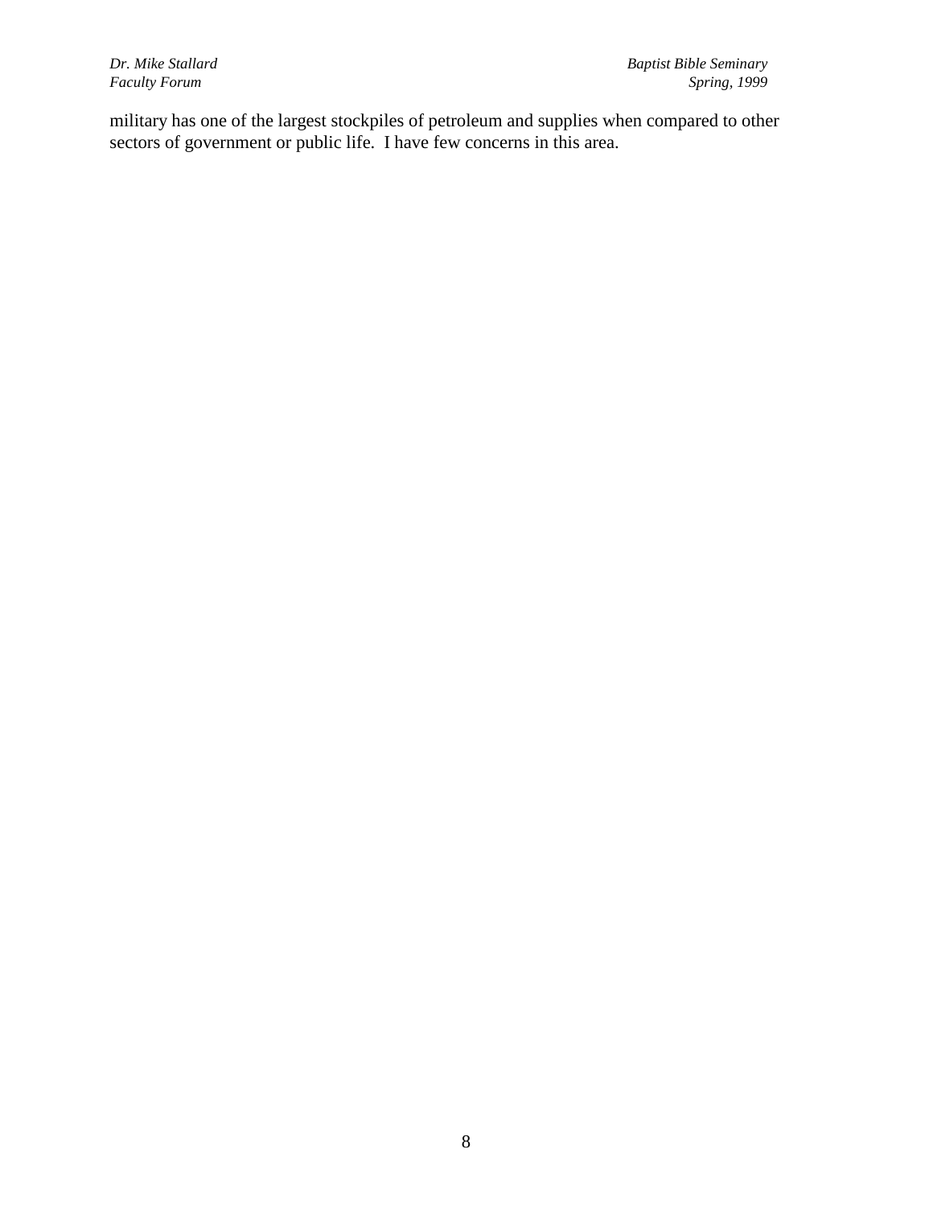military has one of the largest stockpiles of petroleum and supplies when compared to other sectors of government or public life. I have few concerns in this area.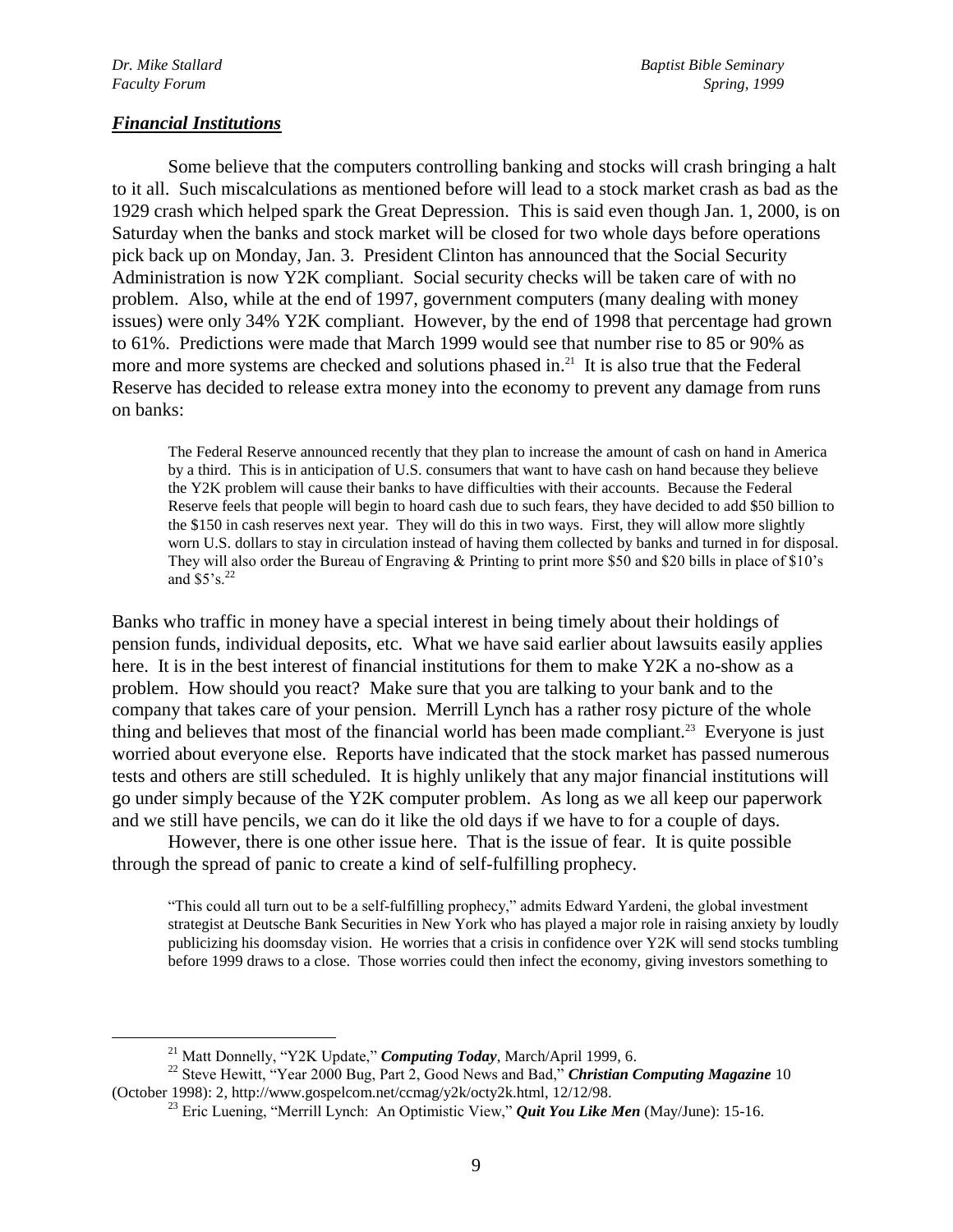### ***Financial Institutions***

Some believe that the computers controlling banking and stocks will crash bringing a halt to it all. Such miscalculations as mentioned before will lead to a stock market crash as bad as the 1929 crash which helped spark the Great Depression. This is said even though Jan. 1, 2000, is on Saturday when the banks and stock market will be closed for two whole days before operations pick back up on Monday, Jan. 3. President Clinton has announced that the Social Security Administration is now Y2K compliant. Social security checks will be taken care of with no problem. Also, while at the end of 1997, government computers (many dealing with money issues) were only 34% Y2K compliant. However, by the end of 1998 that percentage had grown to 61%. Predictions were made that March 1999 would see that number rise to 85 or 90% as more and more systems are checked and solutions phased in.[21] It is also true that the Federal Reserve has decided to release extra money into the economy to prevent any damage from runs on banks:

> The Federal Reserve announced recently that they plan to increase the amount of cash on hand in America by a third. This is in anticipation of U.S. consumers that want to have cash on hand because they believe the Y2K problem will cause their banks to have difficulties with their accounts. Because the Federal Reserve feels that people will begin to hoard cash due to such fears, they have decided to add $50 billion to the $150 in cash reserves next year. They will do this in two ways. First, they will allow more slightly worn U.S. dollars to stay in circulation instead of having them collected by banks and turned in for disposal. They will also order the Bureau of Engraving & Printing to print more $50 and $20 bills in place of $10's and $5's.[22]

Banks who traffic in money have a special interest in being timely about their holdings of pension funds, individual deposits, etc. What we have said earlier about lawsuits easily applies here. It is in the best interest of financial institutions for them to make Y2K a no-show as a problem. How should you react? Make sure that you are talking to your bank and to the company that takes care of your pension. Merrill Lynch has a rather rosy picture of the whole thing and believes that most of the financial world has been made compliant.[23] Everyone is just worried about everyone else. Reports have indicated that the stock market has passed numerous tests and others are still scheduled. It is highly unlikely that any major financial institutions will go under simply because of the Y2K computer problem. As long as we all keep our paperwork and we still have pencils, we can do it like the old days if we have to for a couple of days.

However, there is one other issue here. That is the issue of fear. It is quite possible through the spread of panic to create a kind of self-fulfilling prophecy.

> "This could all turn out to be a self-fulfilling prophecy," admits Edward Yardeni, the global investment strategist at Deutsche Bank Securities in New York who has played a major role in raising anxiety by loudly publicizing his doomsday vision. He worries that a crisis in confidence over Y2K will send stocks tumbling before 1999 draws to a close. Those worries could then infect the economy, giving investors something to

---

[21] Matt Donnelly, "Y2K Update," ***Computing Today***, March/April 1999, 6.

[22] Steve Hewitt, "Year 2000 Bug, Part 2, Good News and Bad," ***Christian Computing Magazine*** 10 (October 1998): 2, http://www.gospelcom.net/ccmag/y2k/octy2k.html, 12/12/98.

[23] Eric Luening, "Merrill Lynch: An Optimistic View," ***Quit You Like Men*** (May/June): 15-16.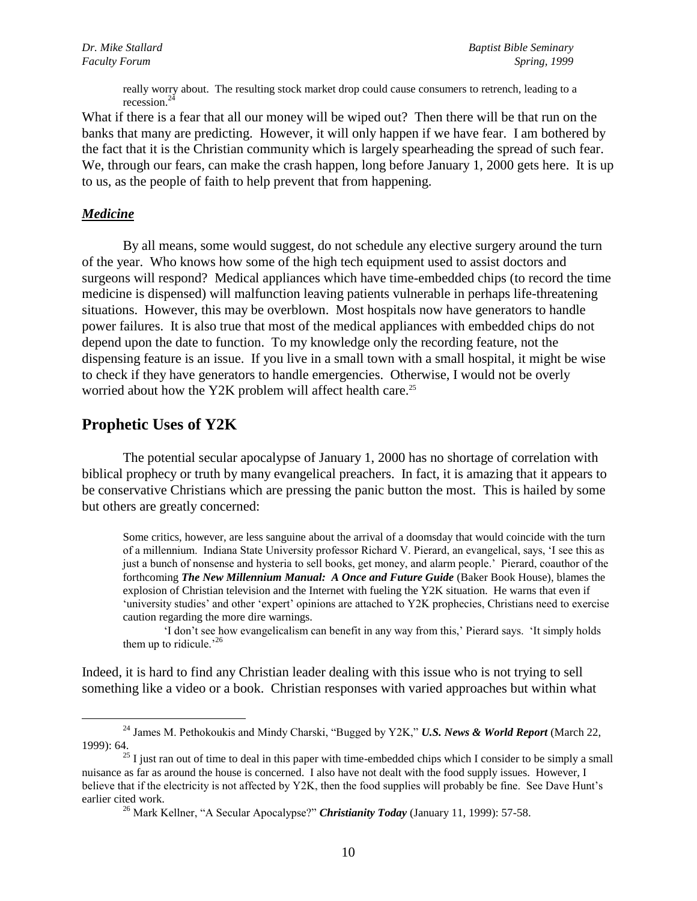> really worry about. The resulting stock market drop could cause consumers to retrench, leading to a recession.[24]

What if there is a fear that all our money will be wiped out? Then there will be that run on the banks that many are predicting. However, it will only happen if we have fear. I am bothered by the fact that it is the Christian community which is largely spearheading the spread of such fear. We, through our fears, can make the crash happen, long before January 1, 2000 gets here. It is up to us, as the people of faith to help prevent that from happening.

### ***Medicine***

By all means, some would suggest, do not schedule any elective surgery around the turn of the year. Who knows how some of the high tech equipment used to assist doctors and surgeons will respond? Medical appliances which have time-embedded chips (to record the time medicine is dispensed) will malfunction leaving patients vulnerable in perhaps life-threatening situations. However, this may be overblown. Most hospitals now have generators to handle power failures. It is also true that most of the medical appliances with embedded chips do not depend upon the date to function. To my knowledge only the recording feature, not the dispensing feature is an issue. If you live in a small town with a small hospital, it might be wise to check if they have generators to handle emergencies. Otherwise, I would not be overly worried about how the Y2K problem will affect health care.[25]

## Prophetic Uses of Y2K

The potential secular apocalypse of January 1, 2000 has no shortage of correlation with biblical prophecy or truth by many evangelical preachers. In fact, it is amazing that it appears to be conservative Christians which are pressing the panic button the most. This is hailed by some but others are greatly concerned:

> Some critics, however, are less sanguine about the arrival of a doomsday that would coincide with the turn of a millennium. Indiana State University professor Richard V. Pierard, an evangelical, says, 'I see this as just a bunch of nonsense and hysteria to sell books, get money, and alarm people.' Pierard, coauthor of the forthcoming ***The New Millennium Manual: A Once and Future Guide*** (Baker Book House), blames the explosion of Christian television and the Internet with fueling the Y2K situation. He warns that even if 'university studies' and other 'expert' opinions are attached to Y2K prophecies, Christians need to exercise caution regarding the more dire warnings.
>
> 'I don't see how evangelicalism can benefit in any way from this,' Pierard says. 'It simply holds them up to ridicule.'[26]

Indeed, it is hard to find any Christian leader dealing with this issue who is not trying to sell something like a video or a book. Christian responses with varied approaches but within what

---

[24] James M. Pethokoukis and Mindy Charski, "Bugged by Y2K," ***U.S. News & World Report*** (March 22, 1999): 64.

[25] I just ran out of time to deal in this paper with time-embedded chips which I consider to be simply a small nuisance as far as around the house is concerned. I also have not dealt with the food supply issues. However, I believe that if the electricity is not affected by Y2K, then the food supplies will probably be fine. See Dave Hunt's earlier cited work.

[26] Mark Kellner, "A Secular Apocalypse?" ***Christianity Today*** (January 11, 1999): 57-58.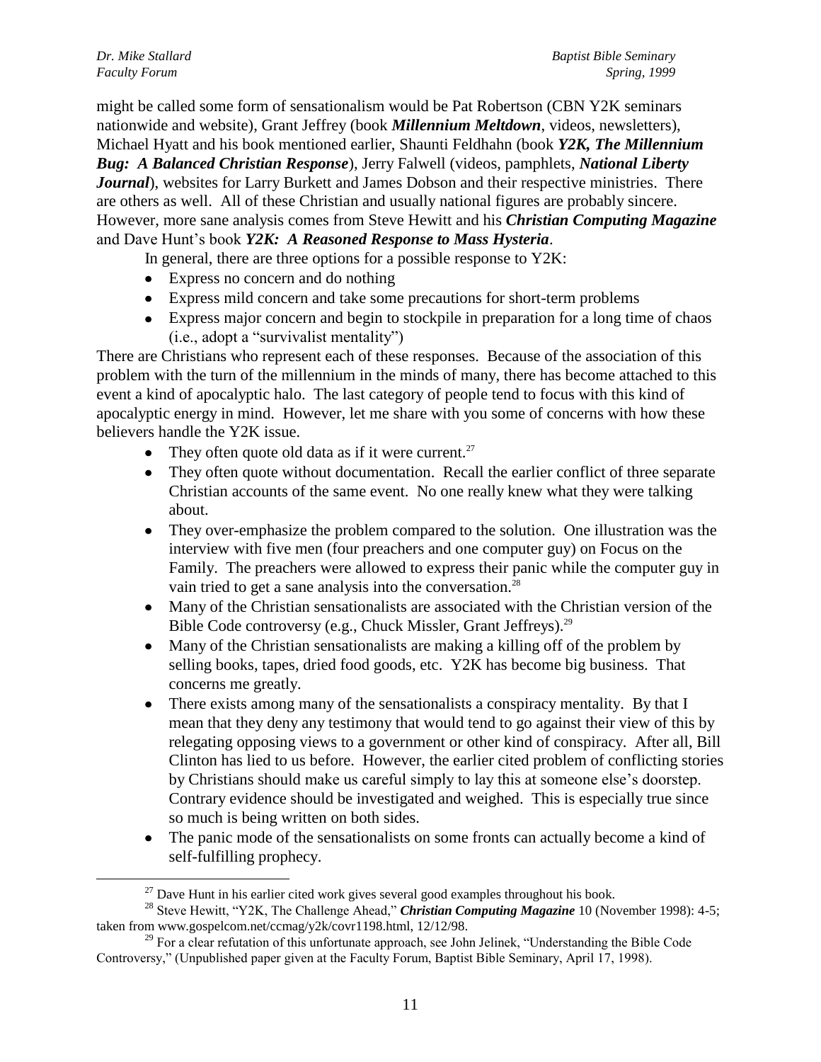might be called some form of sensationalism would be Pat Robertson (CBN Y2K seminars nationwide and website), Grant Jeffrey (book ***Millennium Meltdown***, videos, newsletters), Michael Hyatt and his book mentioned earlier, Shaunti Feldhahn (book ***Y2K, The Millennium Bug: A Balanced Christian Response***), Jerry Falwell (videos, pamphlets, ***National Liberty Journal***), websites for Larry Burkett and James Dobson and their respective ministries. There are others as well. All of these Christian and usually national figures are probably sincere. However, more sane analysis comes from Steve Hewitt and his ***Christian Computing Magazine*** and Dave Hunt's book ***Y2K: A Reasoned Response to Mass Hysteria***.

In general, there are three options for a possible response to Y2K:

- Express no concern and do nothing
- Express mild concern and take some precautions for short-term problems
- Express major concern and begin to stockpile in preparation for a long time of chaos (i.e., adopt a "survivalist mentality")

There are Christians who represent each of these responses. Because of the association of this problem with the turn of the millennium in the minds of many, there has become attached to this event a kind of apocalyptic halo. The last category of people tend to focus with this kind of apocalyptic energy in mind. However, let me share with you some of concerns with how these believers handle the Y2K issue.

- They often quote old data as if it were current.[27]
- They often quote without documentation. Recall the earlier conflict of three separate Christian accounts of the same event. No one really knew what they were talking about.
- They over-emphasize the problem compared to the solution. One illustration was the interview with five men (four preachers and one computer guy) on Focus on the Family. The preachers were allowed to express their panic while the computer guy in vain tried to get a sane analysis into the conversation.[28]
- Many of the Christian sensationalists are associated with the Christian version of the Bible Code controversy (e.g., Chuck Missler, Grant Jeffreys).[29]
- Many of the Christian sensationalists are making a killing off of the problem by selling books, tapes, dried food goods, etc. Y2K has become big business. That concerns me greatly.
- There exists among many of the sensationalists a conspiracy mentality. By that I mean that they deny any testimony that would tend to go against their view of this by relegating opposing views to a government or other kind of conspiracy. After all, Bill Clinton has lied to us before. However, the earlier cited problem of conflicting stories by Christians should make us careful simply to lay this at someone else's doorstep. Contrary evidence should be investigated and weighed. This is especially true since so much is being written on both sides.
- The panic mode of the sensationalists on some fronts can actually become a kind of self-fulfilling prophecy.

---

[27] Dave Hunt in his earlier cited work gives several good examples throughout his book.

[28] Steve Hewitt, "Y2K, The Challenge Ahead," ***Christian Computing Magazine*** 10 (November 1998): 4-5; taken from www.gospelcom.net/ccmag/y2k/covr1198.html, 12/12/98.

[29] For a clear refutation of this unfortunate approach, see John Jelinek, "Understanding the Bible Code Controversy," (Unpublished paper given at the Faculty Forum, Baptist Bible Seminary, April 17, 1998).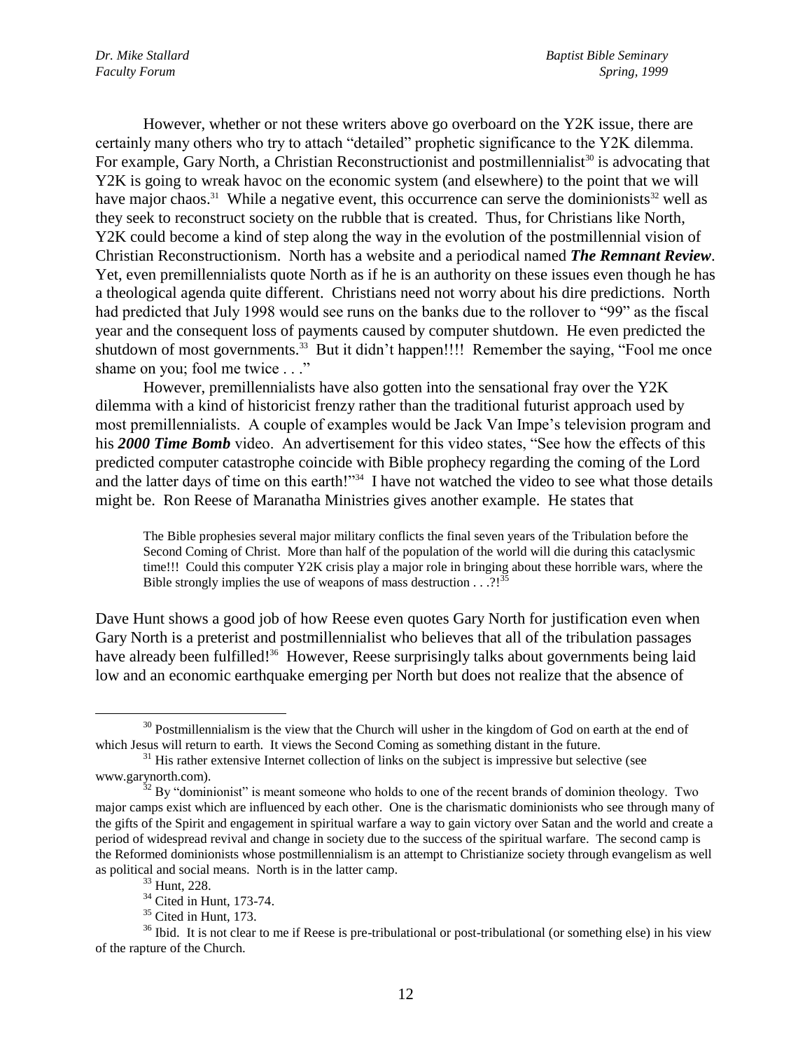However, whether or not these writers above go overboard on the Y2K issue, there are certainly many others who try to attach "detailed" prophetic significance to the Y2K dilemma. For example, Gary North, a Christian Reconstructionist and postmillennialist[30] is advocating that Y2K is going to wreak havoc on the economic system (and elsewhere) to the point that we will have major chaos.[31] While a negative event, this occurrence can serve the dominionists[32] well as they seek to reconstruct society on the rubble that is created. Thus, for Christians like North, Y2K could become a kind of step along the way in the evolution of the postmillennial vision of Christian Reconstructionism. North has a website and a periodical named ***The Remnant Review***. Yet, even premillennialists quote North as if he is an authority on these issues even though he has a theological agenda quite different. Christians need not worry about his dire predictions. North had predicted that July 1998 would see runs on the banks due to the rollover to "99" as the fiscal year and the consequent loss of payments caused by computer shutdown. He even predicted the shutdown of most governments.[33] But it didn't happen!!!! Remember the saying, "Fool me once shame on you; fool me twice . . ."

However, premillennialists have also gotten into the sensational fray over the Y2K dilemma with a kind of historicist frenzy rather than the traditional futurist approach used by most premillennialists. A couple of examples would be Jack Van Impe's television program and his ***2000 Time Bomb*** video. An advertisement for this video states, "See how the effects of this predicted computer catastrophe coincide with Bible prophecy regarding the coming of the Lord and the latter days of time on this earth!"[34] I have not watched the video to see what those details might be. Ron Reese of Maranatha Ministries gives another example. He states that

> The Bible prophesies several major military conflicts the final seven years of the Tribulation before the Second Coming of Christ. More than half of the population of the world will die during this cataclysmic time!!! Could this computer Y2K crisis play a major role in bringing about these horrible wars, where the Bible strongly implies the use of weapons of mass destruction . . .?![35]

Dave Hunt shows a good job of how Reese even quotes Gary North for justification even when Gary North is a preterist and postmillennialist who believes that all of the tribulation passages have already been fulfilled![36] However, Reese surprisingly talks about governments being laid low and an economic earthquake emerging per North but does not realize that the absence of

---

[30] Postmillennialism is the view that the Church will usher in the kingdom of God on earth at the end of which Jesus will return to earth. It views the Second Coming as something distant in the future.

[31] His rather extensive Internet collection of links on the subject is impressive but selective (see www.garynorth.com).

[32] By "dominionist" is meant someone who holds to one of the recent brands of dominion theology. Two major camps exist which are influenced by each other. One is the charismatic dominionists who see through many of the gifts of the Spirit and engagement in spiritual warfare a way to gain victory over Satan and the world and create a period of widespread revival and change in society due to the success of the spiritual warfare. The second camp is the Reformed dominionists whose postmillennialism is an attempt to Christianize society through evangelism as well as political and social means. North is in the latter camp.

[33] Hunt, 228.

[34] Cited in Hunt, 173-74.

[35] Cited in Hunt, 173.

[36] Ibid. It is not clear to me if Reese is pre-tribulational or post-tribulational (or something else) in his view of the rapture of the Church.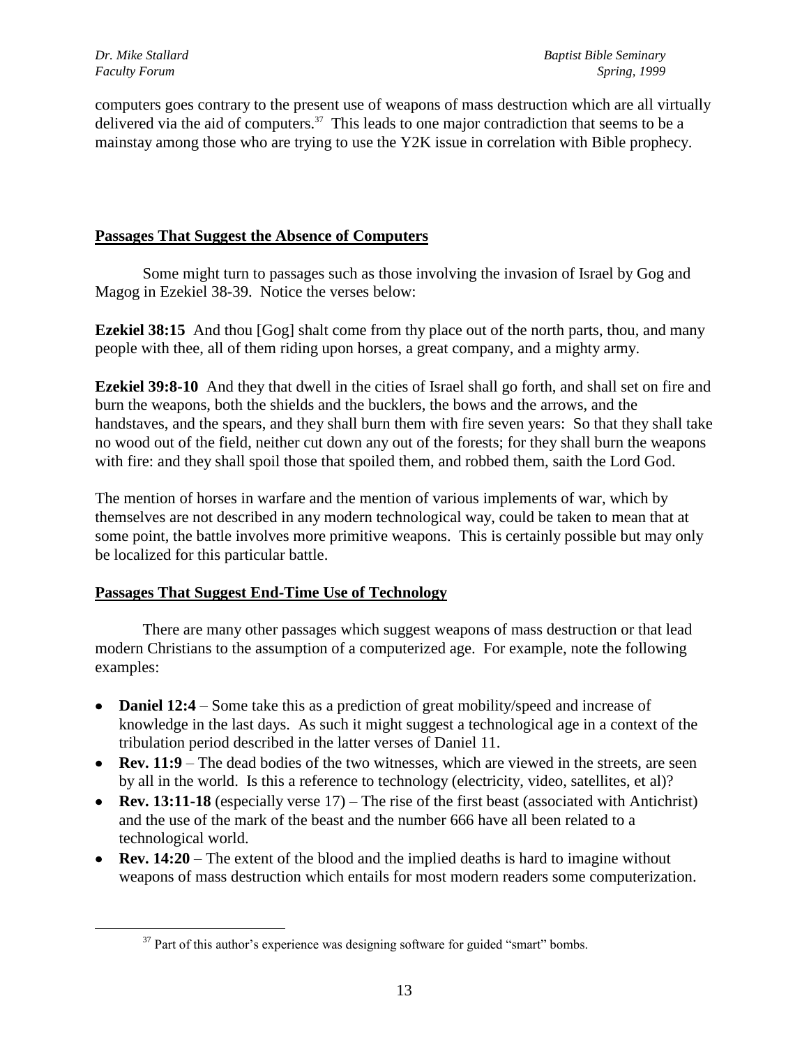computers goes contrary to the present use of weapons of mass destruction which are all virtually delivered via the aid of computers.[37] This leads to one major contradiction that seems to be a mainstay among those who are trying to use the Y2K issue in correlation with Bible prophecy.

## Passages That Suggest the Absence of Computers

Some might turn to passages such as those involving the invasion of Israel by Gog and Magog in Ezekiel 38-39. Notice the verses below:

**Ezekiel 38:15** And thou [Gog] shalt come from thy place out of the north parts, thou, and many people with thee, all of them riding upon horses, a great company, and a mighty army.

**Ezekiel 39:8-10** And they that dwell in the cities of Israel shall go forth, and shall set on fire and burn the weapons, both the shields and the bucklers, the bows and the arrows, and the handstaves, and the spears, and they shall burn them with fire seven years: So that they shall take no wood out of the field, neither cut down any out of the forests; for they shall burn the weapons with fire: and they shall spoil those that spoiled them, and robbed them, saith the Lord God.

The mention of horses in warfare and the mention of various implements of war, which by themselves are not described in any modern technological way, could be taken to mean that at some point, the battle involves more primitive weapons. This is certainly possible but may only be localized for this particular battle.

## Passages That Suggest End-Time Use of Technology

There are many other passages which suggest weapons of mass destruction or that lead modern Christians to the assumption of a computerized age. For example, note the following examples:

- **Daniel 12:4** – Some take this as a prediction of great mobility/speed and increase of knowledge in the last days. As such it might suggest a technological age in a context of the tribulation period described in the latter verses of Daniel 11.
- **Rev. 11:9** – The dead bodies of the two witnesses, which are viewed in the streets, are seen by all in the world. Is this a reference to technology (electricity, video, satellites, et al)?
- **Rev. 13:11-18** (especially verse 17) – The rise of the first beast (associated with Antichrist) and the use of the mark of the beast and the number 666 have all been related to a technological world.
- **Rev. 14:20** – The extent of the blood and the implied deaths is hard to imagine without weapons of mass destruction which entails for most modern readers some computerization.

[37] Part of this author's experience was designing software for guided "smart" bombs.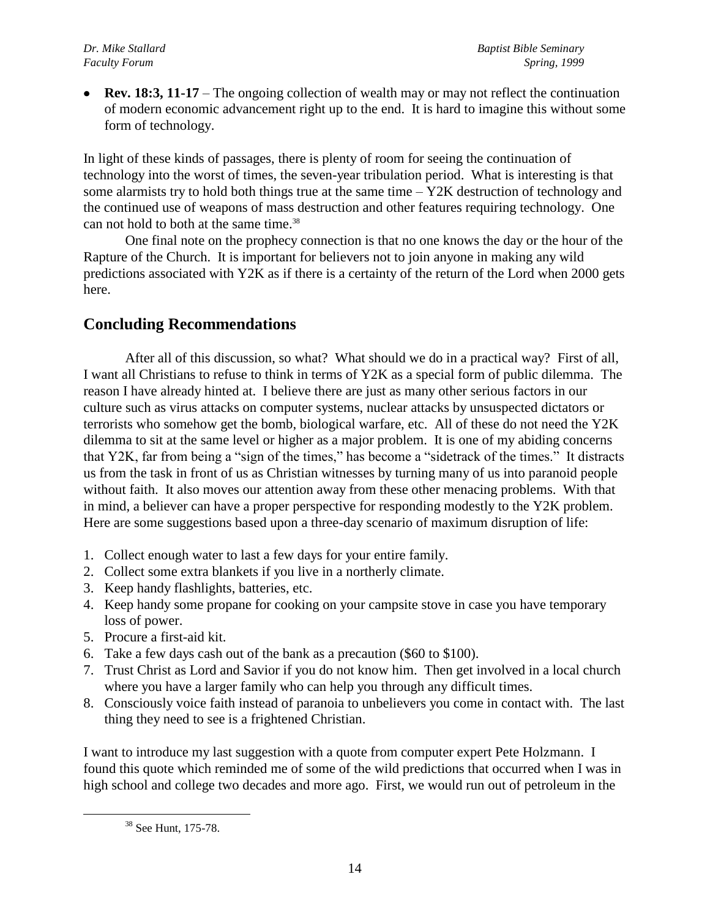- **Rev. 18:3, 11-17** – The ongoing collection of wealth may or may not reflect the continuation of modern economic advancement right up to the end. It is hard to imagine this without some form of technology.

In light of these kinds of passages, there is plenty of room for seeing the continuation of technology into the worst of times, the seven-year tribulation period. What is interesting is that some alarmists try to hold both things true at the same time – Y2K destruction of technology and the continued use of weapons of mass destruction and other features requiring technology. One can not hold to both at the same time.[38]

One final note on the prophecy connection is that no one knows the day or the hour of the Rapture of the Church. It is important for believers not to join anyone in making any wild predictions associated with Y2K as if there is a certainty of the return of the Lord when 2000 gets here.

## Concluding Recommendations

After all of this discussion, so what? What should we do in a practical way? First of all, I want all Christians to refuse to think in terms of Y2K as a special form of public dilemma. The reason I have already hinted at. I believe there are just as many other serious factors in our culture such as virus attacks on computer systems, nuclear attacks by unsuspected dictators or terrorists who somehow get the bomb, biological warfare, etc. All of these do not need the Y2K dilemma to sit at the same level or higher as a major problem. It is one of my abiding concerns that Y2K, far from being a "sign of the times," has become a "sidetrack of the times." It distracts us from the task in front of us as Christian witnesses by turning many of us into paranoid people without faith. It also moves our attention away from these other menacing problems. With that in mind, a believer can have a proper perspective for responding modestly to the Y2K problem. Here are some suggestions based upon a three-day scenario of maximum disruption of life:

1. Collect enough water to last a few days for your entire family.
2. Collect some extra blankets if you live in a northerly climate.
3. Keep handy flashlights, batteries, etc.
4. Keep handy some propane for cooking on your campsite stove in case you have temporary loss of power.
5. Procure a first-aid kit.
6. Take a few days cash out of the bank as a precaution ($60 to $100).
7. Trust Christ as Lord and Savior if you do not know him. Then get involved in a local church where you have a larger family who can help you through any difficult times.
8. Consciously voice faith instead of paranoia to unbelievers you come in contact with. The last thing they need to see is a frightened Christian.

I want to introduce my last suggestion with a quote from computer expert Pete Holzmann. I found this quote which reminded me of some of the wild predictions that occurred when I was in high school and college two decades and more ago. First, we would run out of petroleum in the

[38] See Hunt, 175-78.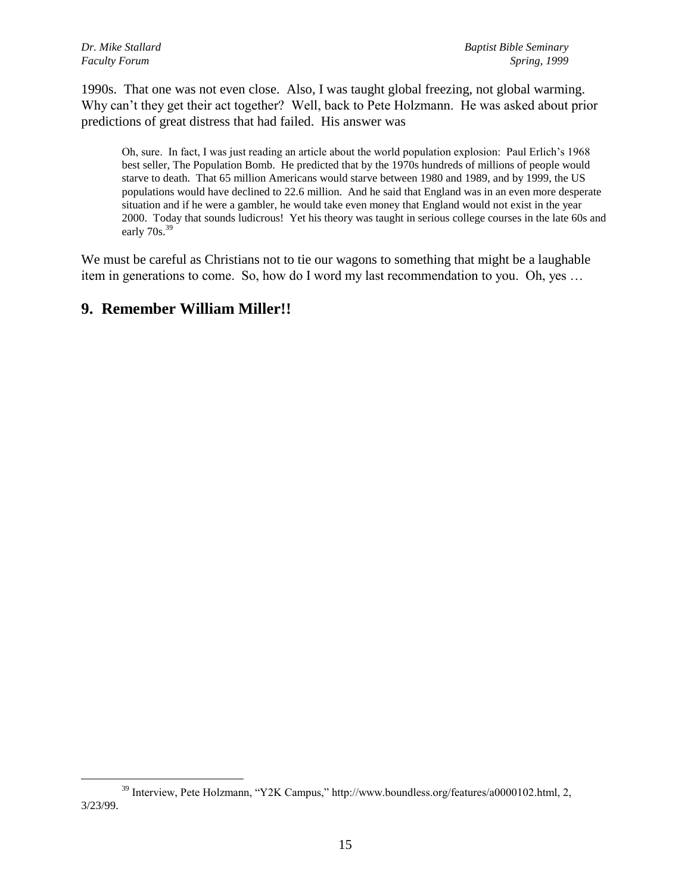1990s. That one was not even close. Also, I was taught global freezing, not global warming. Why can't they get their act together? Well, back to Pete Holzmann. He was asked about prior predictions of great distress that had failed. His answer was

> Oh, sure. In fact, I was just reading an article about the world population explosion: Paul Erlich's 1968 best seller, The Population Bomb. He predicted that by the 1970s hundreds of millions of people would starve to death. That 65 million Americans would starve between 1980 and 1989, and by 1999, the US populations would have declined to 22.6 million. And he said that England was in an even more desperate situation and if he were a gambler, he would take even money that England would not exist in the year 2000. Today that sounds ludicrous! Yet his theory was taught in serious college courses in the late 60s and early 70s.[39]

We must be careful as Christians not to tie our wagons to something that might be a laughable item in generations to come. So, how do I word my last recommendation to you. Oh, yes …

## 9. Remember William Miller!!

---

[39] Interview, Pete Holzmann, "Y2K Campus," http://www.boundless.org/features/a0000102.html, 2, 3/23/99.